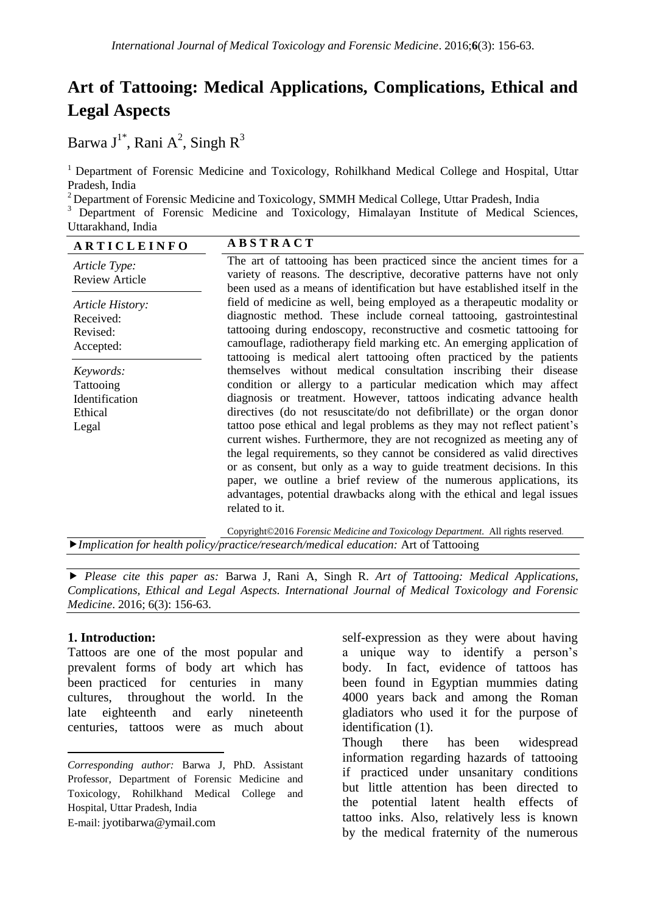# Art of Tattooing: Medical Applications, Complications, Ethical and Legal Aspects

Barwa J[1*], Rani A[2], Singh R[3]

[1] Department of Forensic Medicine and Toxicology, Rohilkhand Medical College and Hospital, Uttar Pradesh, India

[2] Department of Forensic Medicine and Toxicology, SMMH Medical College, Uttar Pradesh, India

[3] Department of Forensic Medicine and Toxicology, Himalayan Institute of Medical Sciences, Uttarakhand, India

**ARTICLE INFO**

*Article Type:*
Review Article

*Article History:*
Received:
Revised:
Accepted:

*Keywords:*
Tattooing
Identification
Ethical
Legal

**ABSTRACT**

The art of tattooing has been practiced since the ancient times for a variety of reasons. The descriptive, decorative patterns have not only been used as a means of identification but have established itself in the field of medicine as well, being employed as a therapeutic modality or diagnostic method. These include corneal tattooing, gastrointestinal tattooing during endoscopy, reconstructive and cosmetic tattooing for camouflage, radiotherapy field marking etc. An emerging application of tattooing is medical alert tattooing often practiced by the patients themselves without medical consultation inscribing their disease condition or allergy to a particular medication which may affect diagnosis or treatment. However, tattoos indicating advance health directives (do not resuscitate/do not defibrillate) or the organ donor tattoo pose ethical and legal problems as they may not reflect patient's current wishes. Furthermore, they are not recognized as meeting any of the legal requirements, so they cannot be considered as valid directives or as consent, but only as a way to guide treatment decisions. In this paper, we outline a brief review of the numerous applications, its advantages, potential drawbacks along with the ethical and legal issues related to it.

Copyright©2016 *Forensic Medicine and Toxicology Department*. All rights reserved.

► *Implication for health policy/practice/research/medical education:* Art of Tattooing

► *Please cite this paper as:* Barwa J, Rani A, Singh R. *Art of Tattooing: Medical Applications, Complications, Ethical and Legal Aspects. International Journal of Medical Toxicology and Forensic Medicine*. 2016; 6(3): 156-63.

## 1. Introduction:

Tattoos are one of the most popular and prevalent forms of body art which has been practiced for centuries in many cultures, throughout the world. In the late eighteenth and early nineteenth centuries, tattoos were as much about self-expression as they were about having a unique way to identify a person's body. In fact, evidence of tattoos has been found in Egyptian mummies dating 4000 years back and among the Roman gladiators who used it for the purpose of identification (1).

Though there has been widespread information regarding hazards of tattooing if practiced under unsanitary conditions but little attention has been directed to the potential latent health effects of tattoo inks. Also, relatively less is known by the medical fraternity of the numerous

*Corresponding author:* Barwa J, PhD. Assistant Professor, Department of Forensic Medicine and Toxicology, Rohilkhand Medical College and Hospital, Uttar Pradesh, India
E-mail: jyotibarwa@ymail.com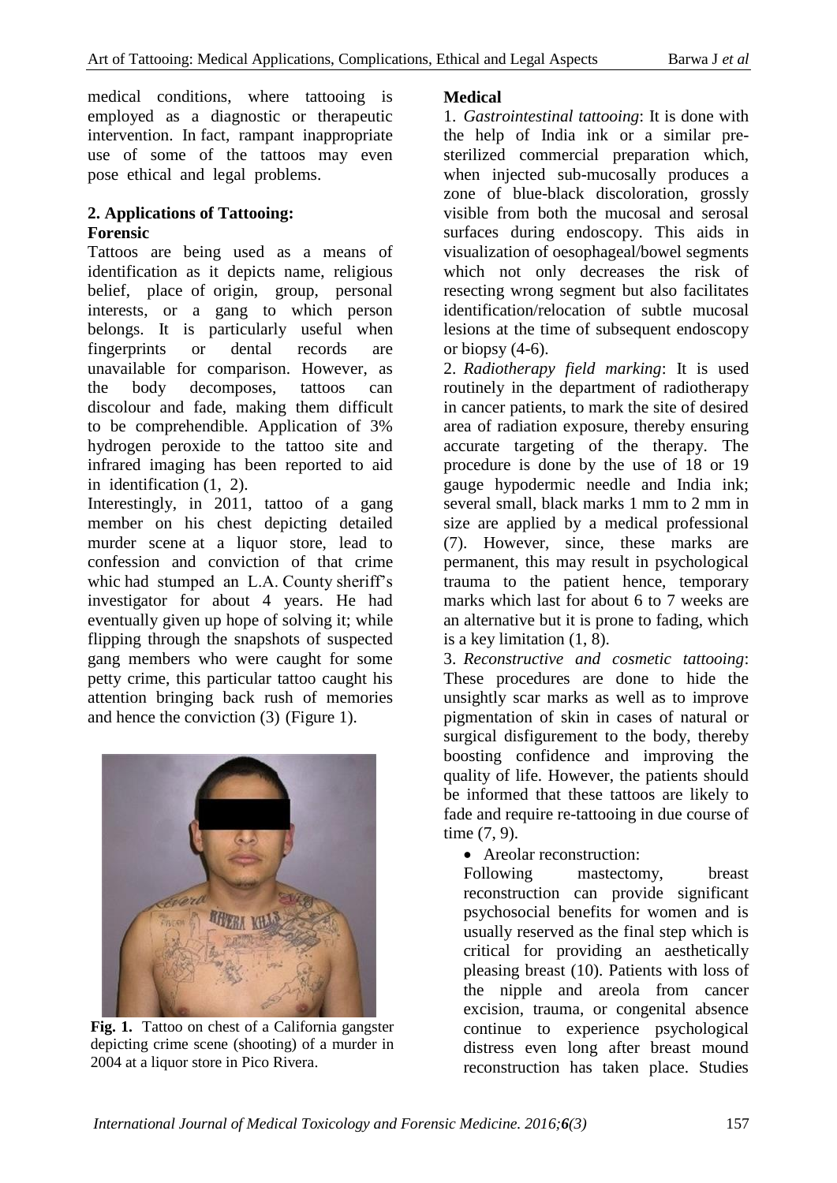medical conditions, where tattooing is employed as a diagnostic or therapeutic intervention. In fact, rampant inappropriate use of some of the tattoos may even pose ethical and legal problems.

## 2. Applications of Tattooing:

### Forensic

Tattoos are being used as a means of identification as it depicts name, religious belief, place of origin, group, personal interests, or a gang to which person belongs. It is particularly useful when fingerprints or dental records are unavailable for comparison. However, as the body decomposes, tattoos can discolour and fade, making them difficult to be comprehendible. Application of 3% hydrogen peroxide to the tattoo site and infrared imaging has been reported to aid in identification (1, 2).

Interestingly, in 2011, tattoo of a gang member on his chest depicting detailed murder scene at a liquor store, lead to confession and conviction of that crime whic had stumped an L.A. County sheriff's investigator for about 4 years. He had eventually given up hope of solving it; while flipping through the snapshots of suspected gang members who were caught for some petty crime, this particular tattoo caught his attention bringing back rush of memories and hence the conviction (3) (Figure 1).

**Fig. 1.** Tattoo on chest of a California gangster depicting crime scene (shooting) of a murder in 2004 at a liquor store in Pico Rivera.

### Medical

1. *Gastrointestinal tattooing*: It is done with the help of India ink or a similar pre-sterilized commercial preparation which, when injected sub-mucosally produces a zone of blue-black discoloration, grossly visible from both the mucosal and serosal surfaces during endoscopy. This aids in visualization of oesophageal/bowel segments which not only decreases the risk of resecting wrong segment but also facilitates identification/relocation of subtle mucosal lesions at the time of subsequent endoscopy or biopsy (4-6).

2. *Radiotherapy field marking*: It is used routinely in the department of radiotherapy in cancer patients, to mark the site of desired area of radiation exposure, thereby ensuring accurate targeting of the therapy. The procedure is done by the use of 18 or 19 gauge hypodermic needle and India ink; several small, black marks 1 mm to 2 mm in size are applied by a medical professional (7). However, since, these marks are permanent, this may result in psychological trauma to the patient hence, temporary marks which last for about 6 to 7 weeks are an alternative but it is prone to fading, which is a key limitation (1, 8).

3. *Reconstructive and cosmetic tattooing*: These procedures are done to hide the unsightly scar marks as well as to improve pigmentation of skin in cases of natural or surgical disfigurement to the body, thereby boosting confidence and improving the quality of life. However, the patients should be informed that these tattoos are likely to fade and require re-tattooing in due course of time (7, 9).

- Areolar reconstruction:

  Following mastectomy, breast reconstruction can provide significant psychosocial benefits for women and is usually reserved as the final step which is critical for providing an aesthetically pleasing breast (10). Patients with loss of the nipple and areola from cancer excision, trauma, or congenital absence continue to experience psychological distress even long after breast mound reconstruction has taken place. Studies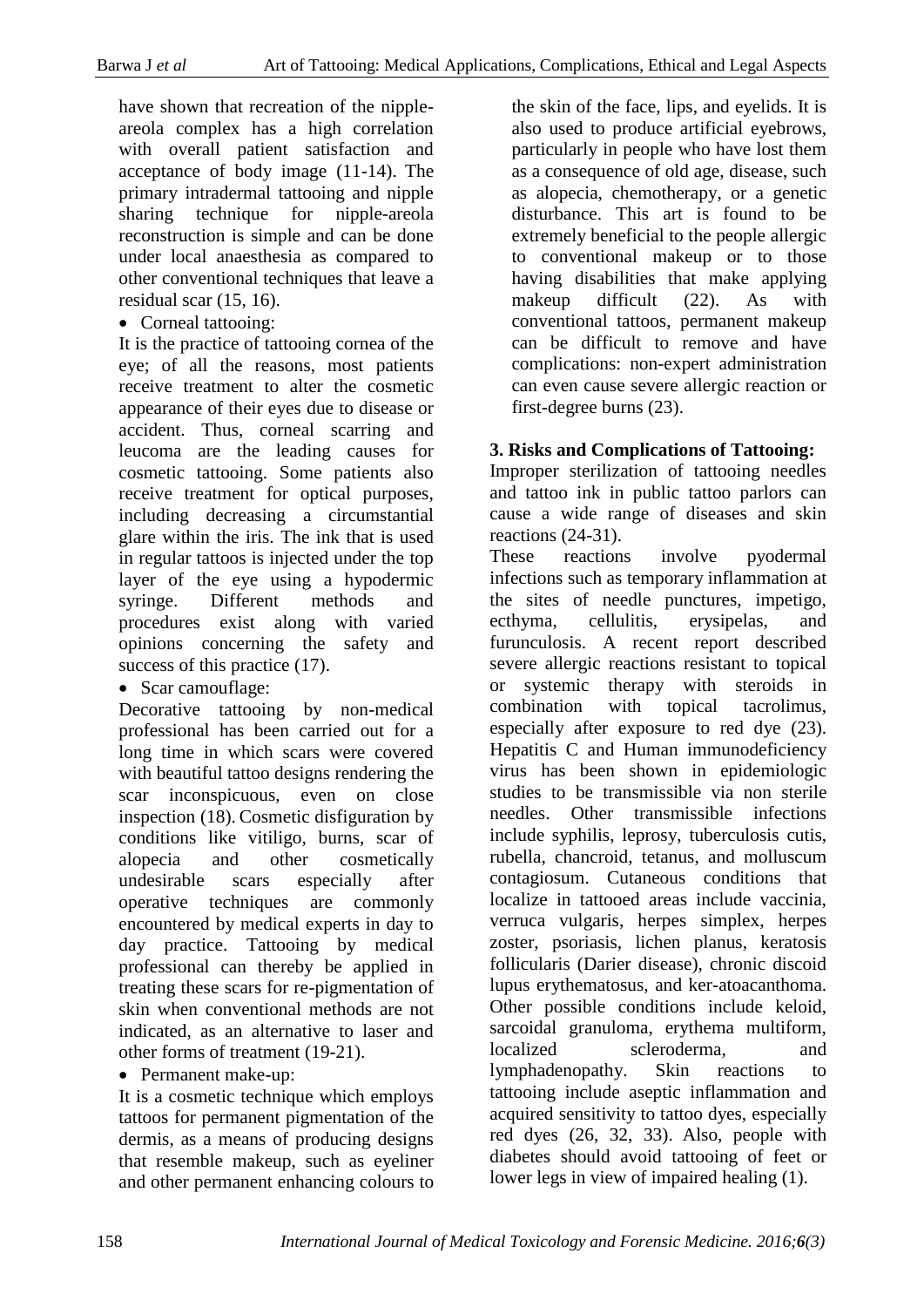have shown that recreation of the nipple-areola complex has a high correlation with overall patient satisfaction and acceptance of body image (11-14). The primary intradermal tattooing and nipple sharing technique for nipple-areola reconstruction is simple and can be done under local anaesthesia as compared to other conventional techniques that leave a residual scar (15, 16).

- Corneal tattooing:

It is the practice of tattooing cornea of the eye; of all the reasons, most patients receive treatment to alter the cosmetic appearance of their eyes due to disease or accident. Thus, corneal scarring and leucoma are the leading causes for cosmetic tattooing. Some patients also receive treatment for optical purposes, including decreasing a circumstantial glare within the iris. The ink that is used in regular tattoos is injected under the top layer of the eye using a hypodermic syringe. Different methods and procedures exist along with varied opinions concerning the safety and success of this practice (17).

- Scar camouflage:

Decorative tattooing by non-medical professional has been carried out for a long time in which scars were covered with beautiful tattoo designs rendering the scar inconspicuous, even on close inspection (18). Cosmetic disfiguration by conditions like vitiligo, burns, scar of alopecia and other cosmetically undesirable scars especially after operative techniques are commonly encountered by medical experts in day to day practice. Tattooing by medical professional can thereby be applied in treating these scars for re-pigmentation of skin when conventional methods are not indicated, as an alternative to laser and other forms of treatment (19-21).

- Permanent make-up:

It is a cosmetic technique which employs tattoos for permanent pigmentation of the dermis, as a means of producing designs that resemble makeup, such as eyeliner and other permanent enhancing colours to the skin of the face, lips, and eyelids. It is also used to produce artificial eyebrows, particularly in people who have lost them as a consequence of old age, disease, such as alopecia, chemotherapy, or a genetic disturbance. This art is found to be extremely beneficial to the people allergic to conventional makeup or to those having disabilities that make applying makeup difficult (22). As with conventional tattoos, permanent makeup can be difficult to remove and have complications: non-expert administration can even cause severe allergic reaction or first-degree burns (23).

**3. Risks and Complications of Tattooing:**

Improper sterilization of tattooing needles and tattoo ink in public tattoo parlors can cause a wide range of diseases and skin reactions (24-31).

These reactions involve pyodermal infections such as temporary inflammation at the sites of needle punctures, impetigo, ecthyma, cellulitis, erysipelas, and furunculosis. A recent report described severe allergic reactions resistant to topical or systemic therapy with steroids in combination with topical tacrolimus, especially after exposure to red dye (23). Hepatitis C and Human immunodeficiency virus has been shown in epidemiologic studies to be transmissible via non sterile needles. Other transmissible infections include syphilis, leprosy, tuberculosis cutis, rubella, chancroid, tetanus, and molluscum contagiosum. Cutaneous conditions that localize in tattooed areas include vaccinia, verruca vulgaris, herpes simplex, herpes zoster, psoriasis, lichen planus, keratosis follicularis (Darier disease), chronic discoid lupus erythematosus, and ker-atoacanthoma. Other possible conditions include keloid, sarcoidal granuloma, erythema multiform, localized scleroderma, and lymphadenopathy. Skin reactions to tattooing include aseptic inflammation and acquired sensitivity to tattoo dyes, especially red dyes (26, 32, 33). Also, people with diabetes should avoid tattooing of feet or lower legs in view of impaired healing (1).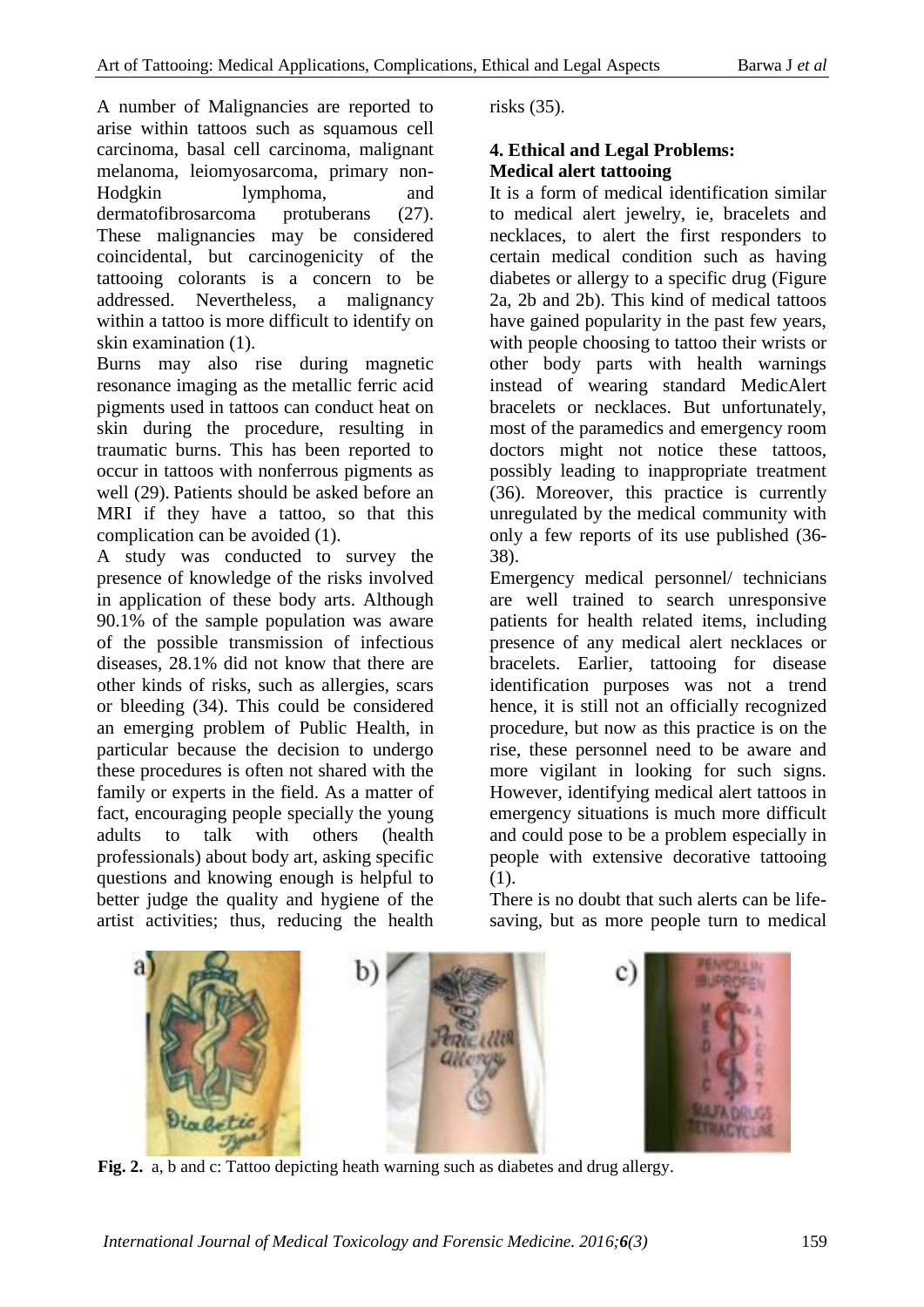A number of Malignancies are reported to arise within tattoos such as squamous cell carcinoma, basal cell carcinoma, malignant melanoma, leiomyosarcoma, primary non-Hodgkin lymphoma, and dermatofibrosarcoma protuberans (27). These malignancies may be considered coincidental, but carcinogenicity of the tattooing colorants is a concern to be addressed. Nevertheless, a malignancy within a tattoo is more difficult to identify on skin examination (1).

Burns may also rise during magnetic resonance imaging as the metallic ferric acid pigments used in tattoos can conduct heat on skin during the procedure, resulting in traumatic burns. This has been reported to occur in tattoos with nonferrous pigments as well (29). Patients should be asked before an MRI if they have a tattoo, so that this complication can be avoided (1).

A study was conducted to survey the presence of knowledge of the risks involved in application of these body arts. Although 90.1% of the sample population was aware of the possible transmission of infectious diseases, 28.1% did not know that there are other kinds of risks, such as allergies, scars or bleeding (34). This could be considered an emerging problem of Public Health, in particular because the decision to undergo these procedures is often not shared with the family or experts in the field. As a matter of fact, encouraging people specially the young adults to talk with others (health professionals) about body art, asking specific questions and knowing enough is helpful to better judge the quality and hygiene of the artist activities; thus, reducing the health risks (35).

### 4. Ethical and Legal Problems:

### Medical alert tattooing

It is a form of medical identification similar to medical alert jewelry, ie, bracelets and necklaces, to alert the first responders to certain medical condition such as having diabetes or allergy to a specific drug (Figure 2a, 2b and 2b). This kind of medical tattoos have gained popularity in the past few years, with people choosing to tattoo their wrists or other body parts with health warnings instead of wearing standard MedicAlert bracelets or necklaces. But unfortunately, most of the paramedics and emergency room doctors might not notice these tattoos, possibly leading to inappropriate treatment (36). Moreover, this practice is currently unregulated by the medical community with only a few reports of its use published (36-38).

Emergency medical personnel/ technicians are well trained to search unresponsive patients for health related items, including presence of any medical alert necklaces or bracelets. Earlier, tattooing for disease identification purposes was not a trend hence, it is still not an officially recognized procedure, but now as this practice is on the rise, these personnel need to be aware and more vigilant in looking for such signs. However, identifying medical alert tattoos in emergency situations is much more difficult and could pose to be a problem especially in people with extensive decorative tattooing (1).

There is no doubt that such alerts can be life-saving, but as more people turn to medical

**Fig. 2.** a, b and c: Tattoo depicting heath warning such as diabetes and drug allergy.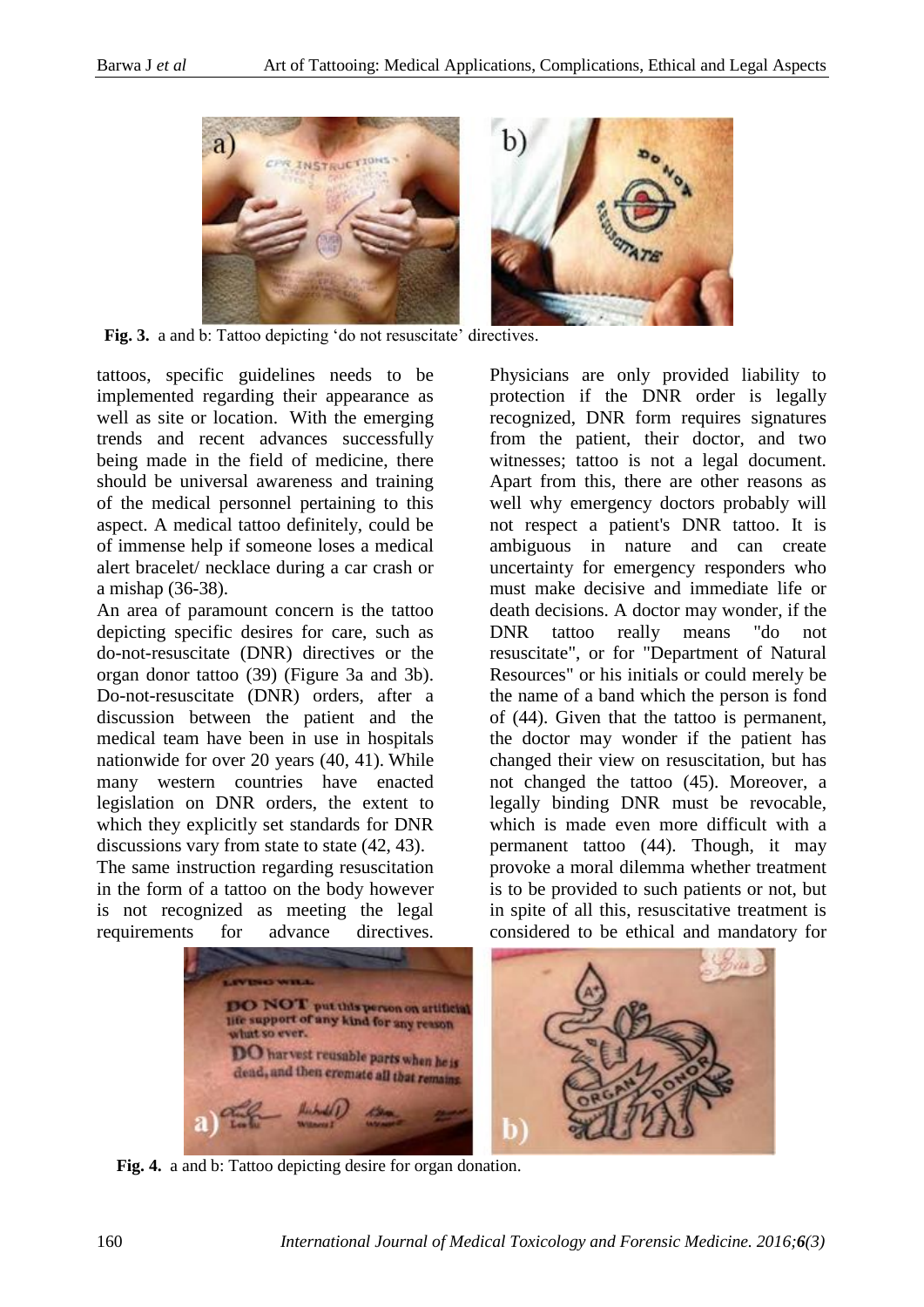Fig. 3. a and b: Tattoo depicting 'do not resuscitate' directives.

tattoos, specific guidelines needs to be implemented regarding their appearance as well as site or location. With the emerging trends and recent advances successfully being made in the field of medicine, there should be universal awareness and training of the medical personnel pertaining to this aspect. A medical tattoo definitely, could be of immense help if someone loses a medical alert bracelet/ necklace during a car crash or a mishap (36-38).

An area of paramount concern is the tattoo depicting specific desires for care, such as do-not-resuscitate (DNR) directives or the organ donor tattoo (39) (Figure 3a and 3b). Do-not-resuscitate (DNR) orders, after a discussion between the patient and the medical team have been in use in hospitals nationwide for over 20 years (40, 41). While many western countries have enacted legislation on DNR orders, the extent to which they explicitly set standards for DNR discussions vary from state to state (42, 43).

The same instruction regarding resuscitation in the form of a tattoo on the body however is not recognized as meeting the legal requirements for advance directives. Physicians are only provided liability to protection if the DNR order is legally recognized, DNR form requires signatures from the patient, their doctor, and two witnesses; tattoo is not a legal document. Apart from this, there are other reasons as well why emergency doctors probably will not respect a patient's DNR tattoo. It is ambiguous in nature and can create uncertainty for emergency responders who must make decisive and immediate life or death decisions. A doctor may wonder, if the DNR tattoo really means "do not resuscitate", or for "Department of Natural Resources" or his initials or could merely be the name of a band which the person is fond of (44). Given that the tattoo is permanent, the doctor may wonder if the patient has changed their view on resuscitation, but has not changed the tattoo (45). Moreover, a legally binding DNR must be revocable, which is made even more difficult with a permanent tattoo (44). Though, it may provoke a moral dilemma whether treatment is to be provided to such patients or not, but in spite of all this, resuscitative treatment is considered to be ethical and mandatory for

Fig. 4. a and b: Tattoo depicting desire for organ donation.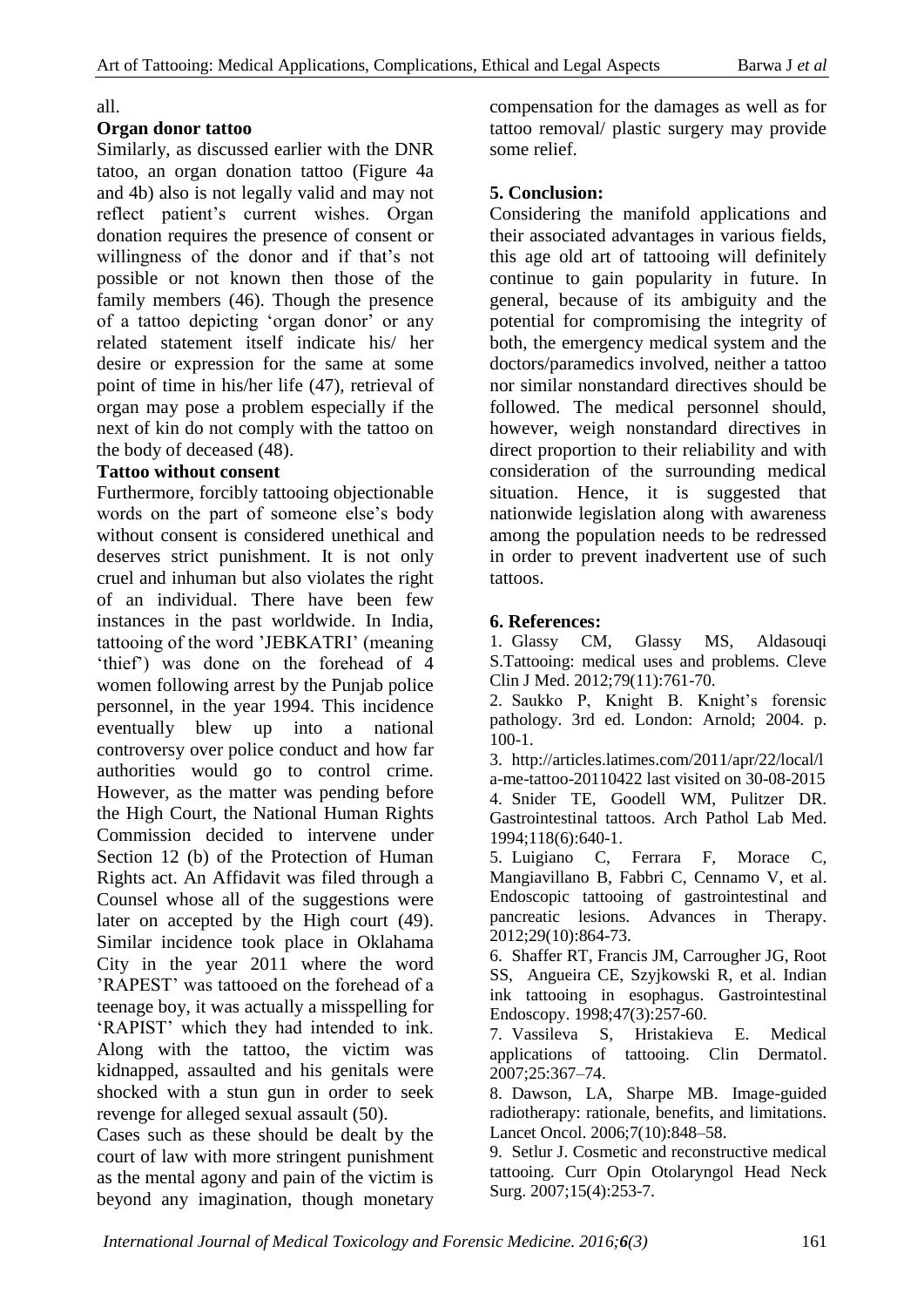all.

**Organ donor tattoo**

Similarly, as discussed earlier with the DNR tatoo, an organ donation tattoo (Figure 4a and 4b) also is not legally valid and may not reflect patient's current wishes. Organ donation requires the presence of consent or willingness of the donor and if that's not possible or not known then those of the family members (46). Though the presence of a tattoo depicting 'organ donor' or any related statement itself indicate his/ her desire or expression for the same at some point of time in his/her life (47), retrieval of organ may pose a problem especially if the next of kin do not comply with the tattoo on the body of deceased (48).

**Tattoo without consent**

Furthermore, forcibly tattooing objectionable words on the part of someone else's body without consent is considered unethical and deserves strict punishment. It is not only cruel and inhuman but also violates the right of an individual. There have been few instances in the past worldwide. In India, tattooing of the word 'JEBKATRI' (meaning 'thief') was done on the forehead of 4 women following arrest by the Punjab police personnel, in the year 1994. This incidence eventually blew up into a national controversy over police conduct and how far authorities would go to control crime. However, as the matter was pending before the High Court, the National Human Rights Commission decided to intervene under Section 12 (b) of the Protection of Human Rights act. An Affidavit was filed through a Counsel whose all of the suggestions were later on accepted by the High court (49). Similar incidence took place in Oklahama City in the year 2011 where the word 'RAPEST' was tattooed on the forehead of a teenage boy, it was actually a misspelling for 'RAPIST' which they had intended to ink. Along with the tattoo, the victim was kidnapped, assaulted and his genitals were shocked with a stun gun in order to seek revenge for alleged sexual assault (50).

Cases such as these should be dealt by the court of law with more stringent punishment as the mental agony and pain of the victim is beyond any imagination, though monetary compensation for the damages as well as for tattoo removal/ plastic surgery may provide some relief.

## 5. Conclusion:

Considering the manifold applications and their associated advantages in various fields, this age old art of tattooing will definitely continue to gain popularity in future. In general, because of its ambiguity and the potential for compromising the integrity of both, the emergency medical system and the doctors/paramedics involved, neither a tattoo nor similar nonstandard directives should be followed. The medical personnel should, however, weigh nonstandard directives in direct proportion to their reliability and with consideration of the surrounding medical situation. Hence, it is suggested that nationwide legislation along with awareness among the population needs to be redressed in order to prevent inadvertent use of such tattoos.

## 6. References:

1. Glassy CM, Glassy MS, Aldasouqi S.Tattooing: medical uses and problems. Cleve Clin J Med. 2012;79(11):761-70.
2. Saukko P, Knight B. Knight's forensic pathology. 3rd ed. London: Arnold; 2004. p. 100-1.
3. http://articles.latimes.com/2011/apr/22/local/la-me-tattoo-20110422 last visited on 30-08-2015
4. Snider TE, Goodell WM, Pulitzer DR. Gastrointestinal tattoos. Arch Pathol Lab Med. 1994;118(6):640-1.
5. Luigiano C, Ferrara F, Morace C, Mangiavillano B, Fabbri C, Cennamo V, et al. Endoscopic tattooing of gastrointestinal and pancreatic lesions. Advances in Therapy. 2012;29(10):864-73.
6. Shaffer RT, Francis JM, Carrougher JG, Root SS, Angueira CE, Szyjkowski R, et al. Indian ink tattooing in esophagus. Gastrointestinal Endoscopy. 1998;47(3):257-60.
7. Vassileva S, Hristakieva E. Medical applications of tattooing. Clin Dermatol. 2007;25:367–74.
8. Dawson, LA, Sharpe MB. Image-guided radiotherapy: rationale, benefits, and limitations. Lancet Oncol. 2006;7(10):848–58.
9. Setlur J. Cosmetic and reconstructive medical tattooing. Curr Opin Otolaryngol Head Neck Surg. 2007;15(4):253-7.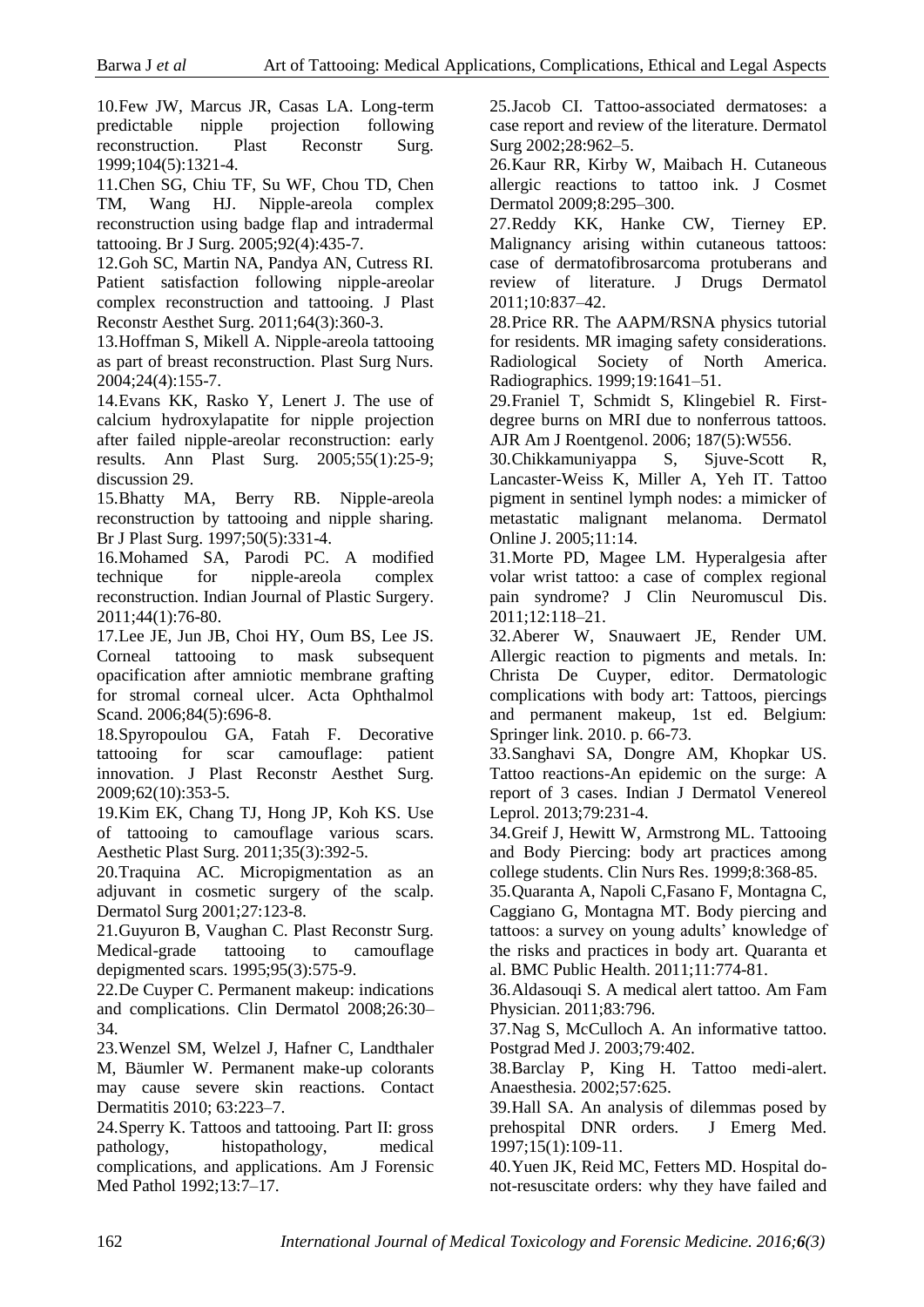10. Few JW, Marcus JR, Casas LA. Long-term predictable nipple projection following reconstruction. Plast Reconstr Surg. 1999;104(5):1321-4.

11. Chen SG, Chiu TF, Su WF, Chou TD, Chen TM, Wang HJ. Nipple-areola complex reconstruction using badge flap and intradermal tattooing. Br J Surg. 2005;92(4):435-7.

12. Goh SC, Martin NA, Pandya AN, Cutress RI. Patient satisfaction following nipple-areolar complex reconstruction and tattooing. J Plast Reconstr Aesthet Surg. 2011;64(3):360-3.

13. Hoffman S, Mikell A. Nipple-areola tattooing as part of breast reconstruction. Plast Surg Nurs. 2004;24(4):155-7.

14. Evans KK, Rasko Y, Lenert J. The use of calcium hydroxylapatite for nipple projection after failed nipple-areolar reconstruction: early results. Ann Plast Surg. 2005;55(1):25-9; discussion 29.

15. Bhatty MA, Berry RB. Nipple-areola reconstruction by tattooing and nipple sharing. Br J Plast Surg. 1997;50(5):331-4.

16. Mohamed SA, Parodi PC. A modified technique for nipple-areola complex reconstruction. Indian Journal of Plastic Surgery. 2011;44(1):76-80.

17. Lee JE, Jun JB, Choi HY, Oum BS, Lee JS. Corneal tattooing to mask subsequent opacification after amniotic membrane grafting for stromal corneal ulcer. Acta Ophthalmol Scand. 2006;84(5):696-8.

18. Spyropoulou GA, Fatah F. Decorative tattooing for scar camouflage: patient innovation. J Plast Reconstr Aesthet Surg. 2009;62(10):353-5.

19. Kim EK, Chang TJ, Hong JP, Koh KS. Use of tattooing to camouflage various scars. Aesthetic Plast Surg. 2011;35(3):392-5.

20. Traquina AC. Micropigmentation as an adjuvant in cosmetic surgery of the scalp. Dermatol Surg 2001;27:123-8.

21. Guyuron B, Vaughan C. Plast Reconstr Surg. Medical-grade tattooing to camouflage depigmented scars. 1995;95(3):575-9.

22. De Cuyper C. Permanent makeup: indications and complications. Clin Dermatol 2008;26:30–34.

23. Wenzel SM, Welzel J, Hafner C, Landthaler M, Bäumler W. Permanent make-up colorants may cause severe skin reactions. Contact Dermatitis 2010; 63:223–7.

24. Sperry K. Tattoos and tattooing. Part II: gross pathology, histopathology, medical complications, and applications. Am J Forensic Med Pathol 1992;13:7–17.

25. Jacob CI. Tattoo-associated dermatoses: a case report and review of the literature. Dermatol Surg 2002;28:962–5.

26. Kaur RR, Kirby W, Maibach H. Cutaneous allergic reactions to tattoo ink. J Cosmet Dermatol 2009;8:295–300.

27. Reddy KK, Hanke CW, Tierney EP. Malignancy arising within cutaneous tattoos: case of dermatofibrosarcoma protuberans and review of literature. J Drugs Dermatol 2011;10:837–42.

28. Price RR. The AAPM/RSNA physics tutorial for residents. MR imaging safety considerations. Radiological Society of North America. Radiographics. 1999;19:1641–51.

29. Franiel T, Schmidt S, Klingebiel R. First-degree burns on MRI due to nonferrous tattoos. AJR Am J Roentgenol. 2006; 187(5):W556.

30. Chikkamuniyappa S, Sjuve-Scott R, Lancaster-Weiss K, Miller A, Yeh IT. Tattoo pigment in sentinel lymph nodes: a mimicker of metastatic malignant melanoma. Dermatol Online J. 2005;11:14.

31. Morte PD, Magee LM. Hyperalgesia after volar wrist tattoo: a case of complex regional pain syndrome? J Clin Neuromuscul Dis. 2011;12:118–21.

32. Aberer W, Snauwaert JE, Render UM. Allergic reaction to pigments and metals. In: Christa De Cuyper, editor. Dermatologic complications with body art: Tattoos, piercings and permanent makeup, 1st ed. Belgium: Springer link. 2010. p. 66-73.

33. Sanghavi SA, Dongre AM, Khopkar US. Tattoo reactions-An epidemic on the surge: A report of 3 cases. Indian J Dermatol Venereol Leprol. 2013;79:231-4.

34. Greif J, Hewitt W, Armstrong ML. Tattooing and Body Piercing: body art practices among college students. Clin Nurs Res. 1999;8:368-85.

35. Quaranta A, Napoli C,Fasano F, Montagna C, Caggiano G, Montagna MT. Body piercing and tattoos: a survey on young adults' knowledge of the risks and practices in body art. Quaranta et al. BMC Public Health. 2011;11:774-81.

36. Aldasouqi S. A medical alert tattoo. Am Fam Physician. 2011;83:796.

37. Nag S, McCulloch A. An informative tattoo. Postgrad Med J. 2003;79:402.

38. Barclay P, King H. Tattoo medi-alert. Anaesthesia. 2002;57:625.

39. Hall SA. An analysis of dilemmas posed by prehospital DNR orders. J Emerg Med. 1997;15(1):109-11.

40. Yuen JK, Reid MC, Fetters MD. Hospital do-not-resuscitate orders: why they have failed and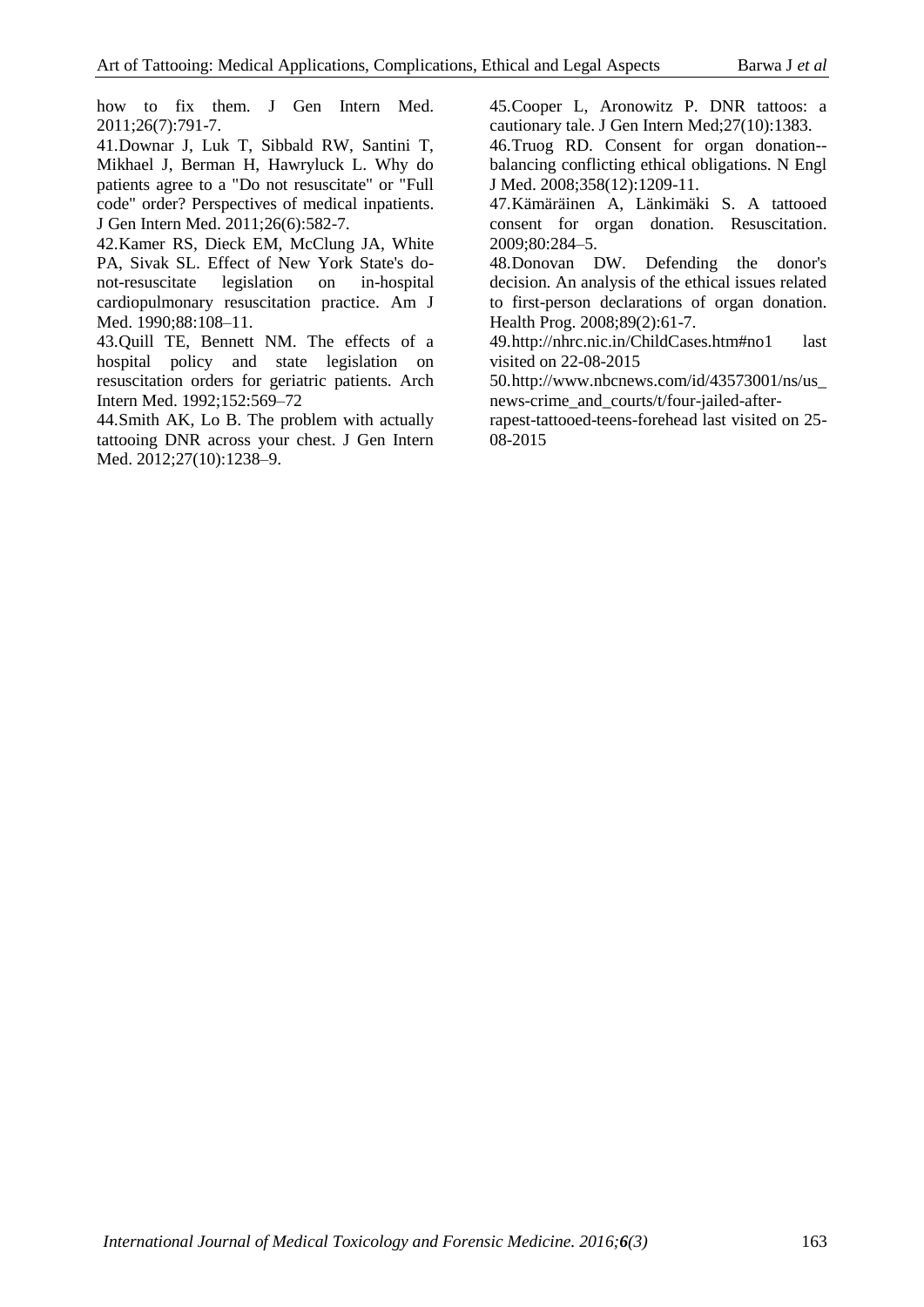how to fix them. J Gen Intern Med. 2011;26(7):791-7.

41.Downar J, Luk T, Sibbald RW, Santini T, Mikhael J, Berman H, Hawryluck L. Why do patients agree to a "Do not resuscitate" or "Full code" order? Perspectives of medical inpatients. J Gen Intern Med. 2011;26(6):582-7.

42.Kamer RS, Dieck EM, McClung JA, White PA, Sivak SL. Effect of New York State's do-not-resuscitate legislation on in-hospital cardiopulmonary resuscitation practice. Am J Med. 1990;88:108–11.

43.Quill TE, Bennett NM. The effects of a hospital policy and state legislation on resuscitation orders for geriatric patients. Arch Intern Med. 1992;152:569–72

44.Smith AK, Lo B. The problem with actually tattooing DNR across your chest. J Gen Intern Med. 2012;27(10):1238–9.

45.Cooper L, Aronowitz P. DNR tattoos: a cautionary tale. J Gen Intern Med;27(10):1383.

46.Truog RD. Consent for organ donation--balancing conflicting ethical obligations. N Engl J Med. 2008;358(12):1209-11.

47.Kämäräinen A, Länkimäki S. A tattooed consent for organ donation. Resuscitation. 2009;80:284–5.

48.Donovan DW. Defending the donor's decision. An analysis of the ethical issues related to first-person declarations of organ donation. Health Prog. 2008;89(2):61-7.

49.http://nhrc.nic.in/ChildCases.htm#no1 last visited on 22-08-2015

50.http://www.nbcnews.com/id/43573001/ns/us_news-crime_and_courts/t/four-jailed-after-rapest-tattooed-teens-forehead last visited on 25-08-2015